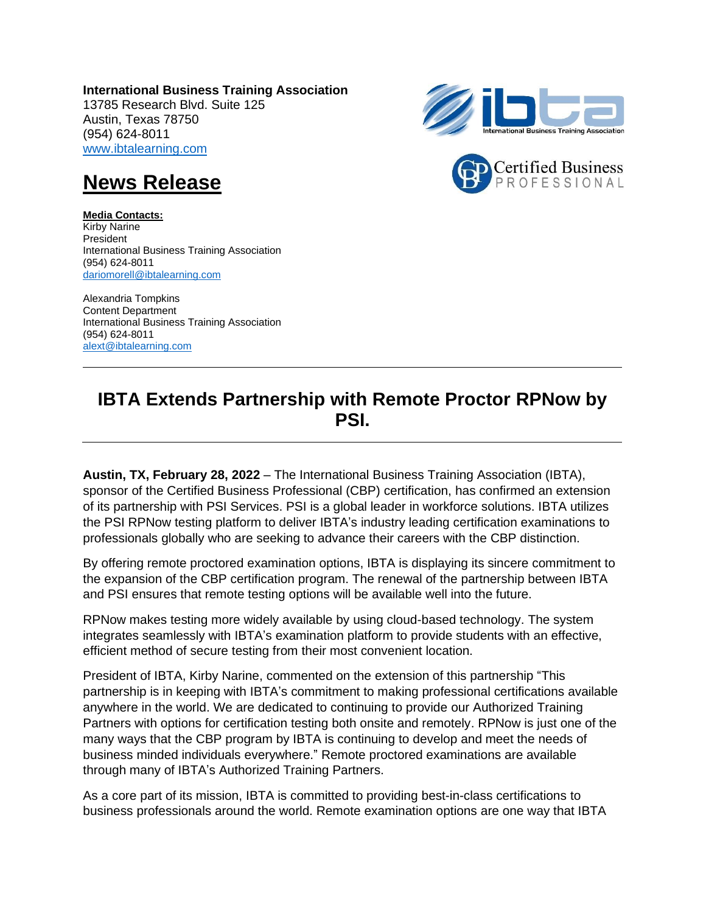**International Business Training Association**
13785 Research Blvd. Suite 125
Austin, Texas 78750
(954) 624-8011
www.ibtalearning.com

# News Release

**Media Contacts:**
Kirby Narine
President
International Business Training Association
(954) 624-8011
dariomorell@ibtalearning.com

Alexandria Tompkins
Content Department
International Business Training Association
(954) 624-8011
alext@ibtalearning.com

---

## IBTA Extends Partnership with Remote Proctor RPNow by PSI.

---

**Austin, TX, February 28, 2022** – The International Business Training Association (IBTA), sponsor of the Certified Business Professional (CBP) certification, has confirmed an extension of its partnership with PSI Services. PSI is a global leader in workforce solutions. IBTA utilizes the PSI RPNow testing platform to deliver IBTA's industry leading certification examinations to professionals globally who are seeking to advance their careers with the CBP distinction.

By offering remote proctored examination options, IBTA is displaying its sincere commitment to the expansion of the CBP certification program. The renewal of the partnership between IBTA and PSI ensures that remote testing options will be available well into the future.

RPNow makes testing more widely available by using cloud-based technology. The system integrates seamlessly with IBTA's examination platform to provide students with an effective, efficient method of secure testing from their most convenient location.

President of IBTA, Kirby Narine, commented on the extension of this partnership "This partnership is in keeping with IBTA's commitment to making professional certifications available anywhere in the world. We are dedicated to continuing to provide our Authorized Training Partners with options for certification testing both onsite and remotely. RPNow is just one of the many ways that the CBP program by IBTA is continuing to develop and meet the needs of business minded individuals everywhere." Remote proctored examinations are available through many of IBTA's Authorized Training Partners.

As a core part of its mission, IBTA is committed to providing best-in-class certifications to business professionals around the world. Remote examination options are one way that IBTA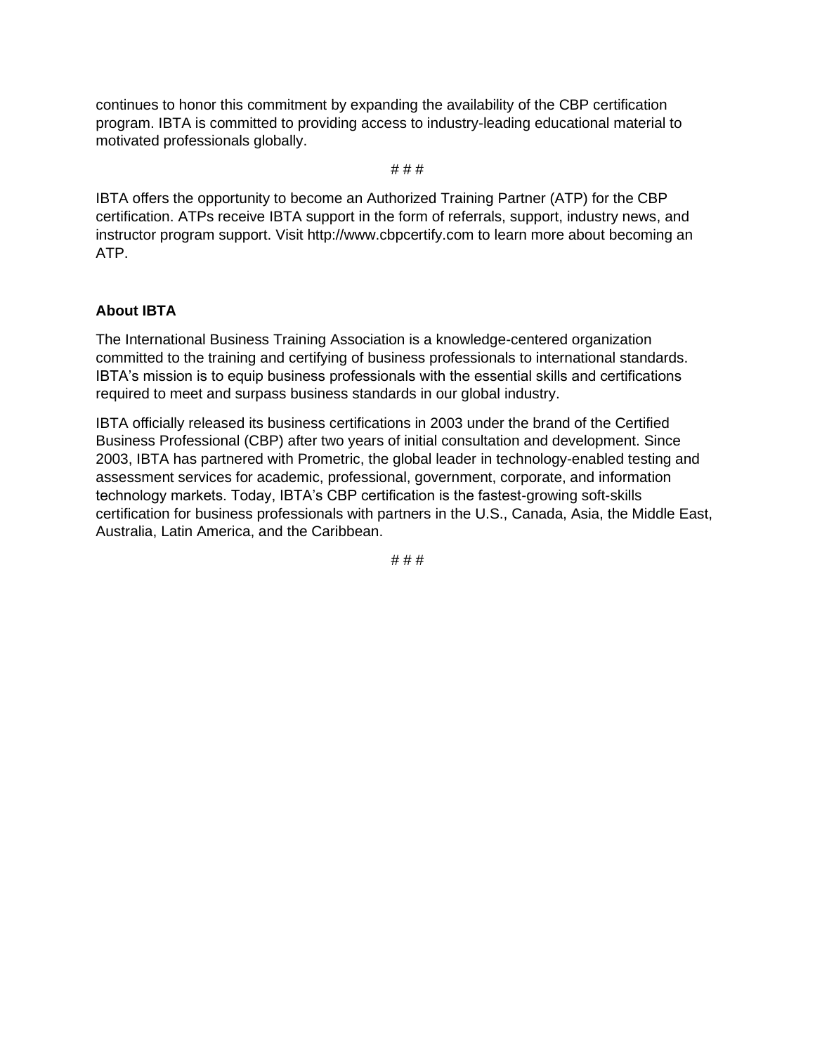continues to honor this commitment by expanding the availability of the CBP certification program. IBTA is committed to providing access to industry-leading educational material to motivated professionals globally.

# # #

IBTA offers the opportunity to become an Authorized Training Partner (ATP) for the CBP certification. ATPs receive IBTA support in the form of referrals, support, industry news, and instructor program support. Visit http://www.cbpcertify.com to learn more about becoming an ATP.

**About IBTA**

The International Business Training Association is a knowledge-centered organization committed to the training and certifying of business professionals to international standards. IBTA's mission is to equip business professionals with the essential skills and certifications required to meet and surpass business standards in our global industry.

IBTA officially released its business certifications in 2003 under the brand of the Certified Business Professional (CBP) after two years of initial consultation and development. Since 2003, IBTA has partnered with Prometric, the global leader in technology-enabled testing and assessment services for academic, professional, government, corporate, and information technology markets. Today, IBTA's CBP certification is the fastest-growing soft-skills certification for business professionals with partners in the U.S., Canada, Asia, the Middle East, Australia, Latin America, and the Caribbean.

# # #